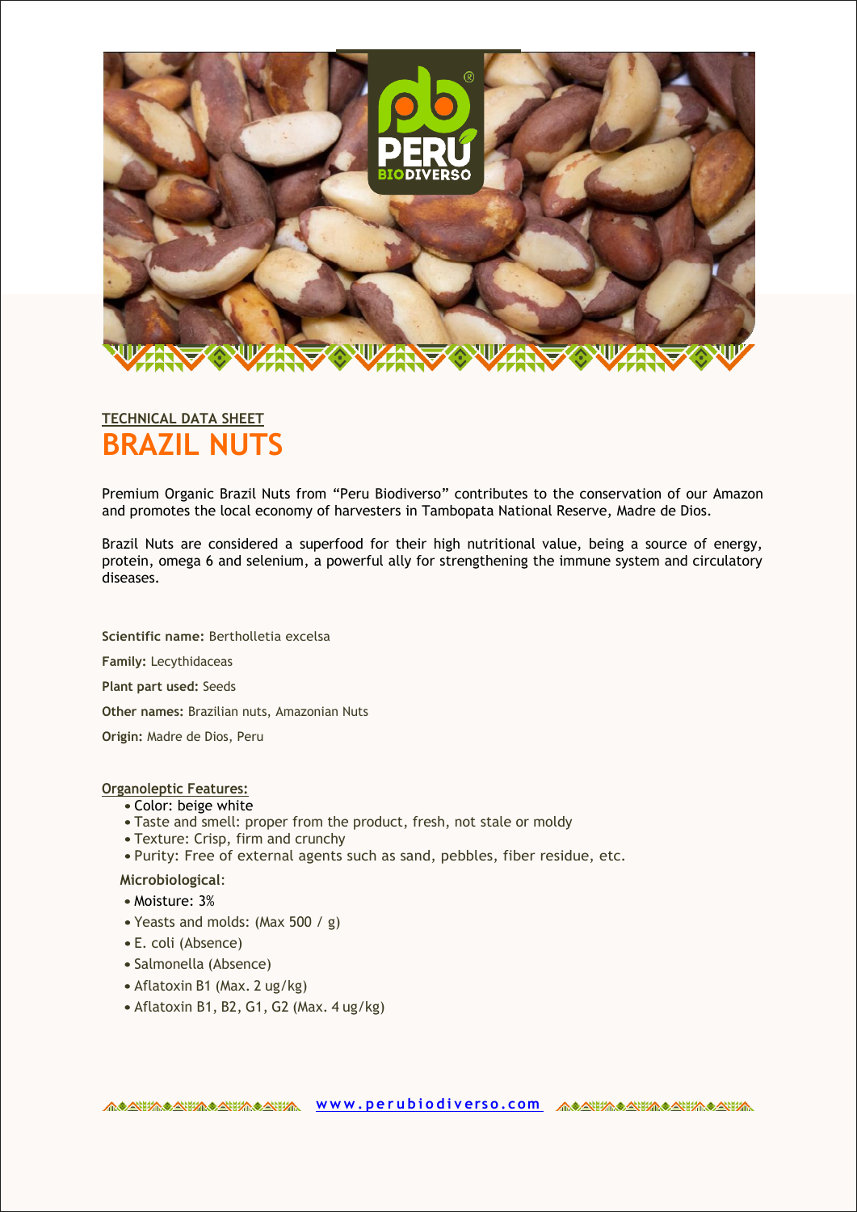**TECHNICAL DATA SHEET**

# BRAZIL NUTS

Premium Organic Brazil Nuts from "Peru Biodiverso" contributes to the conservation of our Amazon and promotes the local economy of harvesters in Tambopata National Reserve, Madre de Dios.

Brazil Nuts are considered a superfood for their high nutritional value, being a source of energy, protein, omega 6 and selenium, a powerful ally for strengthening the immune system and circulatory diseases.

**Scientific name:** Bertholletia excelsa

**Family:** Lecythidaceas

**Plant part used:** Seeds

**Other names:** Brazilian nuts, Amazonian Nuts

**Origin:** Madre de Dios, Peru

**Organoleptic Features:**

- Color: beige white
- Taste and smell: proper from the product, fresh, not stale or moldy
- Texture: Crisp, firm and crunchy
- Purity: Free of external agents such as sand, pebbles, fiber residue, etc.

**Microbiological**:

- Moisture: 3%
- Yeasts and molds: (Max 500 / g)
- E. coli (Absence)
- Salmonella (Absence)
- Aflatoxin B1 (Max. 2 ug/kg)
- Aflatoxin B1, B2, G1, G2 (Max. 4 ug/kg)

www.perubiodiverso.com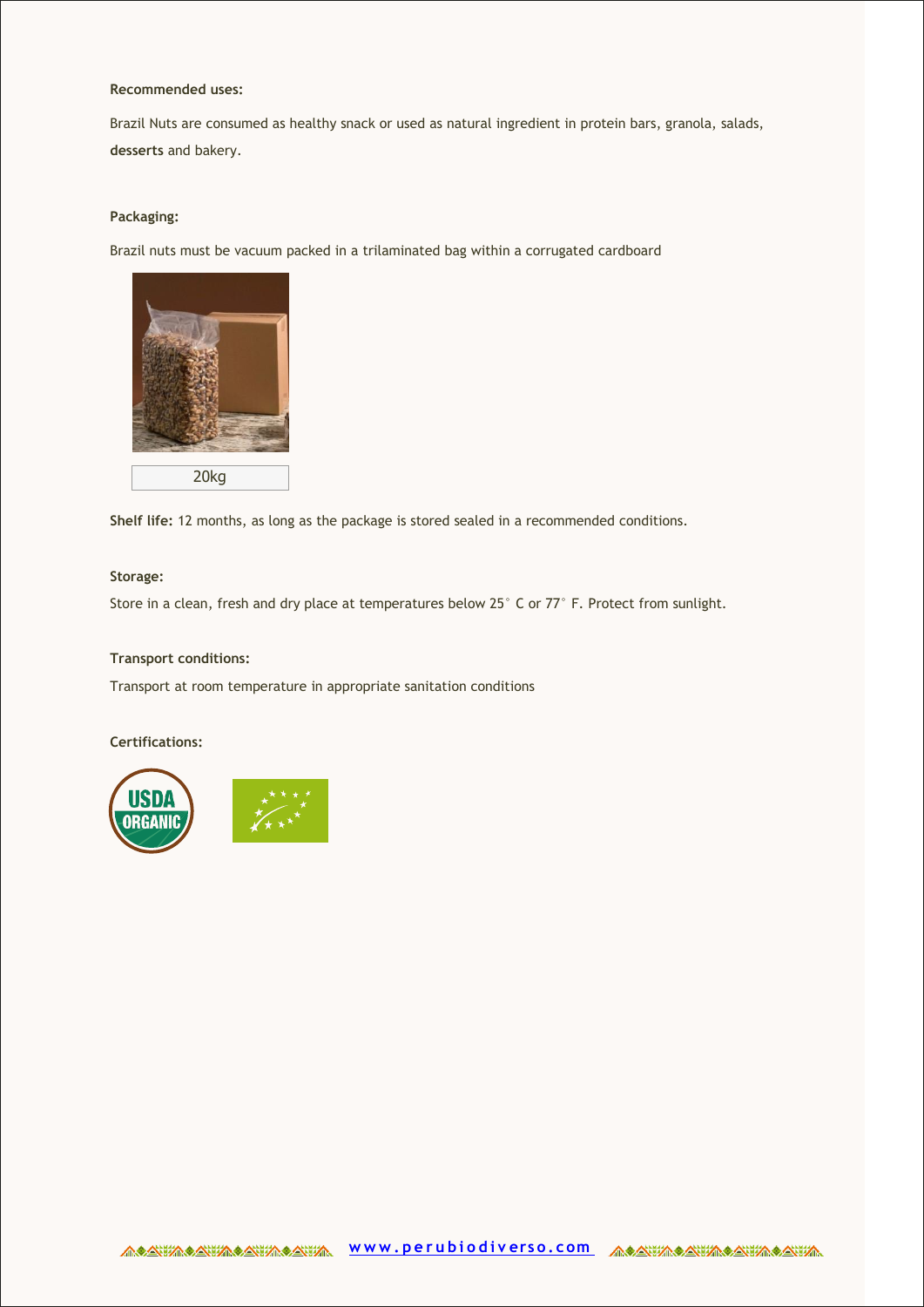**Recommended uses:**

Brazil Nuts are consumed as healthy snack or used as natural ingredient in protein bars, granola, salads, **desserts** and bakery.

**Packaging:**

Brazil nuts must be vacuum packed in a trilaminated bag within a corrugated cardboard

20kg

**Shelf life:** 12 months, as long as the package is stored sealed in a recommended conditions.

**Storage:**

Store in a clean, fresh and dry place at temperatures below 25° C or 77° F. Protect from sunlight.

**Transport conditions:**

Transport at room temperature in appropriate sanitation conditions

**Certifications:**

USDA ORGANIC

www.perubiodiverso.com